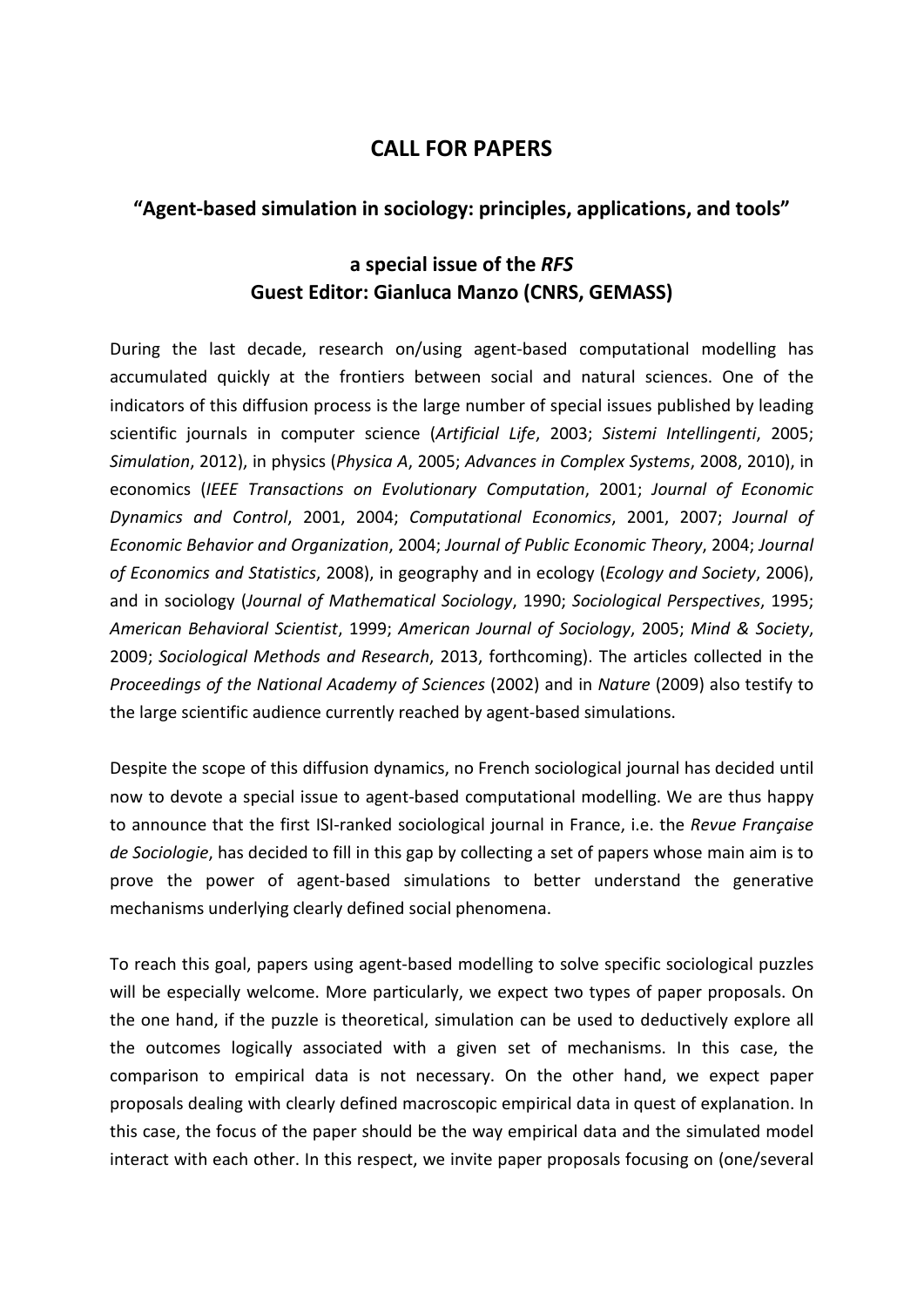# CALL FOR PAPERS

## "Agent-based simulation in sociology: principles, applications, and tools"

### a special issue of the *RFS*
### Guest Editor: Gianluca Manzo (CNRS, GEMASS)

During the last decade, research on/using agent-based computational modelling has accumulated quickly at the frontiers between social and natural sciences. One of the indicators of this diffusion process is the large number of special issues published by leading scientific journals in computer science (*Artificial Life*, 2003; *Sistemi Intellingenti*, 2005; *Simulation*, 2012), in physics (*Physica A*, 2005; *Advances in Complex Systems*, 2008, 2010), in economics (*IEEE Transactions on Evolutionary Computation*, 2001; *Journal of Economic Dynamics and Control*, 2001, 2004; *Computational Economics*, 2001, 2007; *Journal of Economic Behavior and Organization*, 2004; *Journal of Public Economic Theory*, 2004; *Journal of Economics and Statistics*, 2008), in geography and in ecology (*Ecology and Society*, 2006), and in sociology (*Journal of Mathematical Sociology*, 1990; *Sociological Perspectives*, 1995; *American Behavioral Scientist*, 1999; *American Journal of Sociology*, 2005; *Mind & Society*, 2009; *Sociological Methods and Research*, 2013, forthcoming). The articles collected in the *Proceedings of the National Academy of Sciences* (2002) and in *Nature* (2009) also testify to the large scientific audience currently reached by agent-based simulations.

Despite the scope of this diffusion dynamics, no French sociological journal has decided until now to devote a special issue to agent-based computational modelling. We are thus happy to announce that the first ISI-ranked sociological journal in France, i.e. the *Revue Française de Sociologie*, has decided to fill in this gap by collecting a set of papers whose main aim is to prove the power of agent-based simulations to better understand the generative mechanisms underlying clearly defined social phenomena.

To reach this goal, papers using agent-based modelling to solve specific sociological puzzles will be especially welcome. More particularly, we expect two types of paper proposals. On the one hand, if the puzzle is theoretical, simulation can be used to deductively explore all the outcomes logically associated with a given set of mechanisms. In this case, the comparison to empirical data is not necessary. On the other hand, we expect paper proposals dealing with clearly defined macroscopic empirical data in quest of explanation. In this case, the focus of the paper should be the way empirical data and the simulated model interact with each other. In this respect, we invite paper proposals focusing on (one/several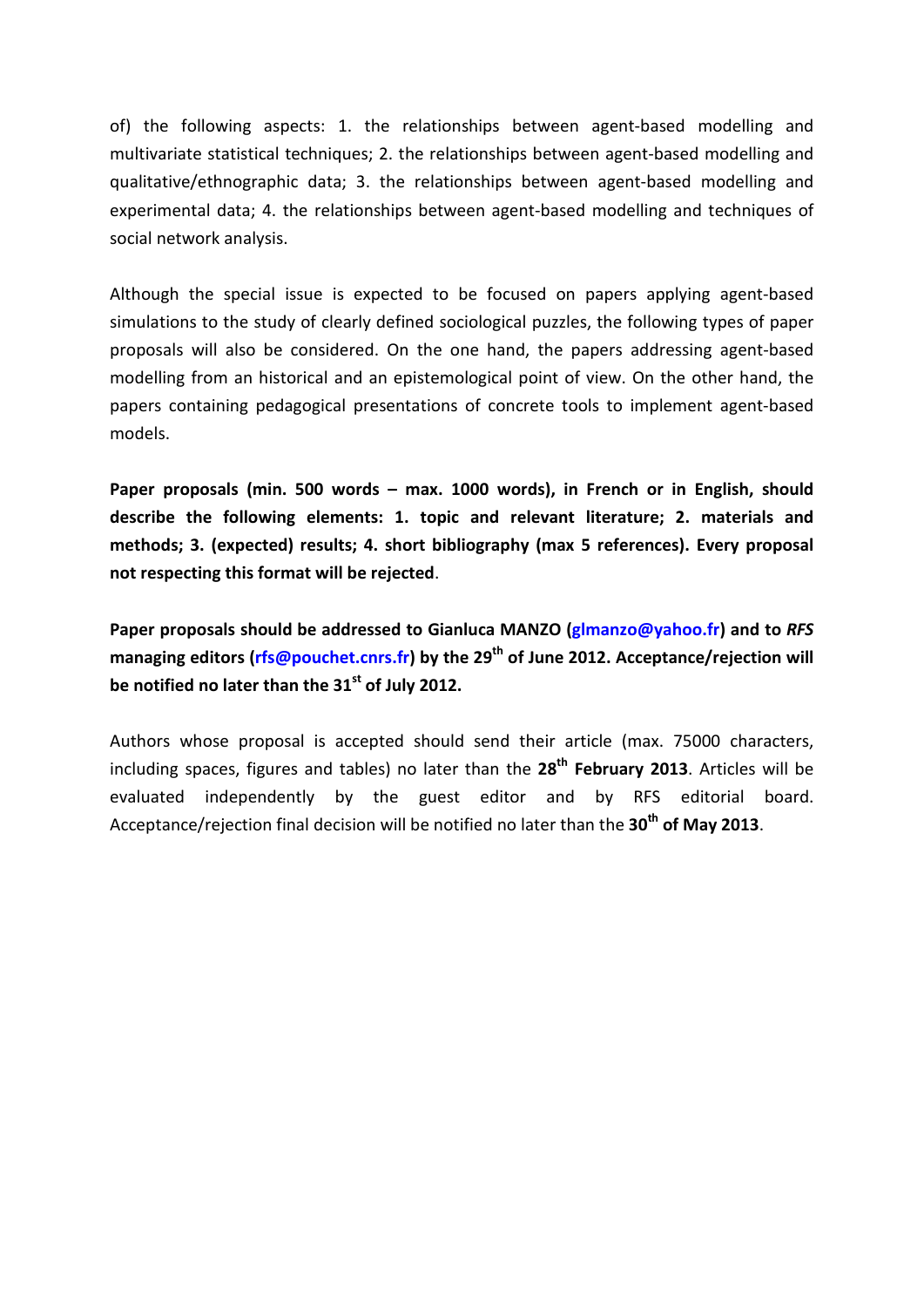of) the following aspects: 1. the relationships between agent-based modelling and multivariate statistical techniques; 2. the relationships between agent-based modelling and qualitative/ethnographic data; 3. the relationships between agent-based modelling and experimental data; 4. the relationships between agent-based modelling and techniques of social network analysis.

Although the special issue is expected to be focused on papers applying agent-based simulations to the study of clearly defined sociological puzzles, the following types of paper proposals will also be considered. On the one hand, the papers addressing agent-based modelling from an historical and an epistemological point of view. On the other hand, the papers containing pedagogical presentations of concrete tools to implement agent-based models.

**Paper proposals (min. 500 words – max. 1000 words), in French or in English, should describe the following elements: 1. topic and relevant literature; 2. materials and methods; 3. (expected) results; 4. short bibliography (max 5 references). Every proposal not respecting this format will be rejected**.

**Paper proposals should be addressed to Gianluca MANZO (glmanzo@yahoo.fr) and to *RFS* managing editors (rfs@pouchet.cnrs.fr) by the 29th of June 2012. Acceptance/rejection will be notified no later than the 31st of July 2012.**

Authors whose proposal is accepted should send their article (max. 75000 characters, including spaces, figures and tables) no later than the **28th February 2013**. Articles will be evaluated independently by the guest editor and by RFS editorial board. Acceptance/rejection final decision will be notified no later than the **30th of May 2013**.